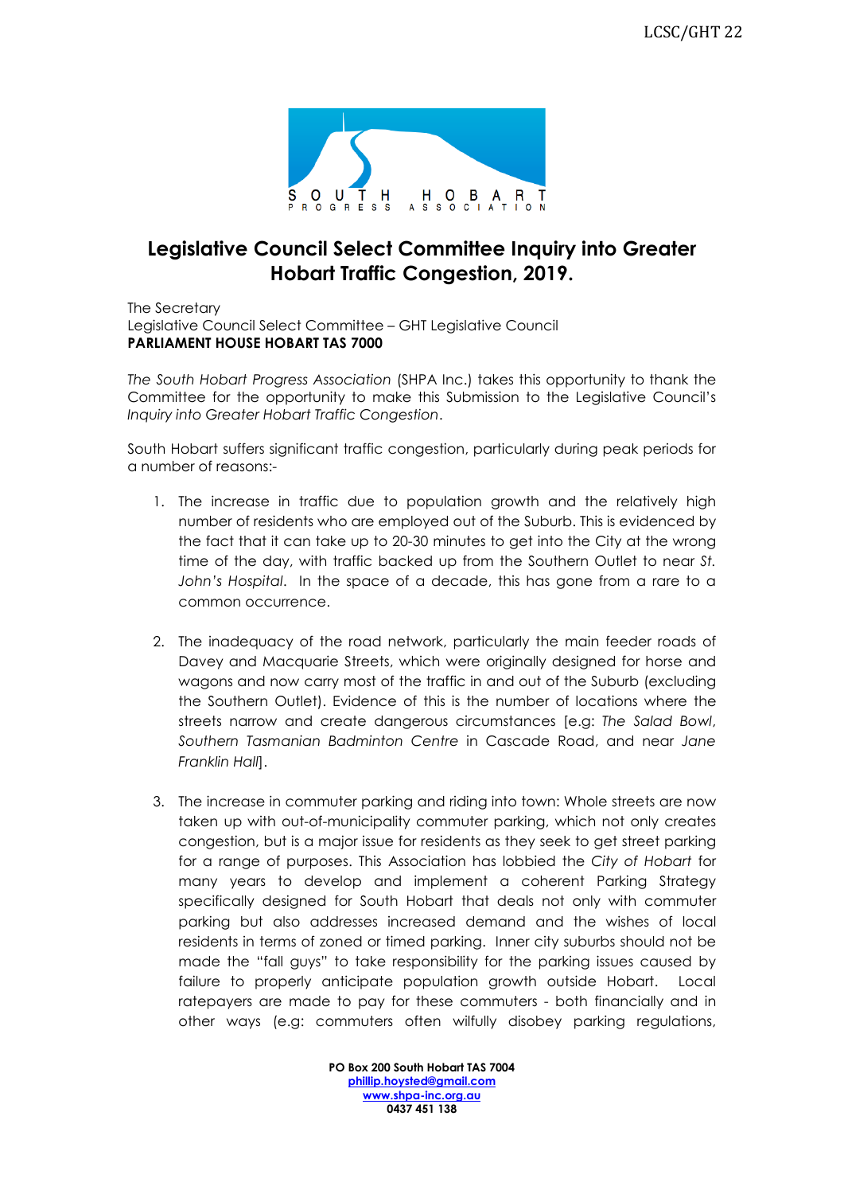# Legislative Council Select Committee Inquiry into Greater Hobart Traffic Congestion, 2019.

The Secretary
Legislative Council Select Committee – GHT Legislative Council
**PARLIAMENT HOUSE HOBART TAS 7000**

*The South Hobart Progress Association* (SHPA Inc.) takes this opportunity to thank the Committee for the opportunity to make this Submission to the Legislative Council's *Inquiry into Greater Hobart Traffic Congestion*.

South Hobart suffers significant traffic congestion, particularly during peak periods for a number of reasons:-

1. The increase in traffic due to population growth and the relatively high number of residents who are employed out of the Suburb. This is evidenced by the fact that it can take up to 20-30 minutes to get into the City at the wrong time of the day, with traffic backed up from the Southern Outlet to near *St. John's Hospital*. In the space of a decade, this has gone from a rare to a common occurrence.

2. The inadequacy of the road network, particularly the main feeder roads of Davey and Macquarie Streets, which were originally designed for horse and wagons and now carry most of the traffic in and out of the Suburb (excluding the Southern Outlet). Evidence of this is the number of locations where the streets narrow and create dangerous circumstances [e.g: *The Salad Bowl*, *Southern Tasmanian Badminton Centre* in Cascade Road, and near *Jane Franklin Hall*].

3. The increase in commuter parking and riding into town: Whole streets are now taken up with out-of-municipality commuter parking, which not only creates congestion, but is a major issue for residents as they seek to get street parking for a range of purposes. This Association has lobbied the *City of Hobart* for many years to develop and implement a coherent Parking Strategy specifically designed for South Hobart that deals not only with commuter parking but also addresses increased demand and the wishes of local residents in terms of zoned or timed parking. Inner city suburbs should not be made the "fall guys" to take responsibility for the parking issues caused by failure to properly anticipate population growth outside Hobart. Local ratepayers are made to pay for these commuters - both financially and in other ways (e.g: commuters often wilfully disobey parking regulations,

**PO Box 200 South Hobart TAS 7004**
**phillip.hoysted@gmail.com**
**www.shpa-inc.org.au**
**0437 451 138**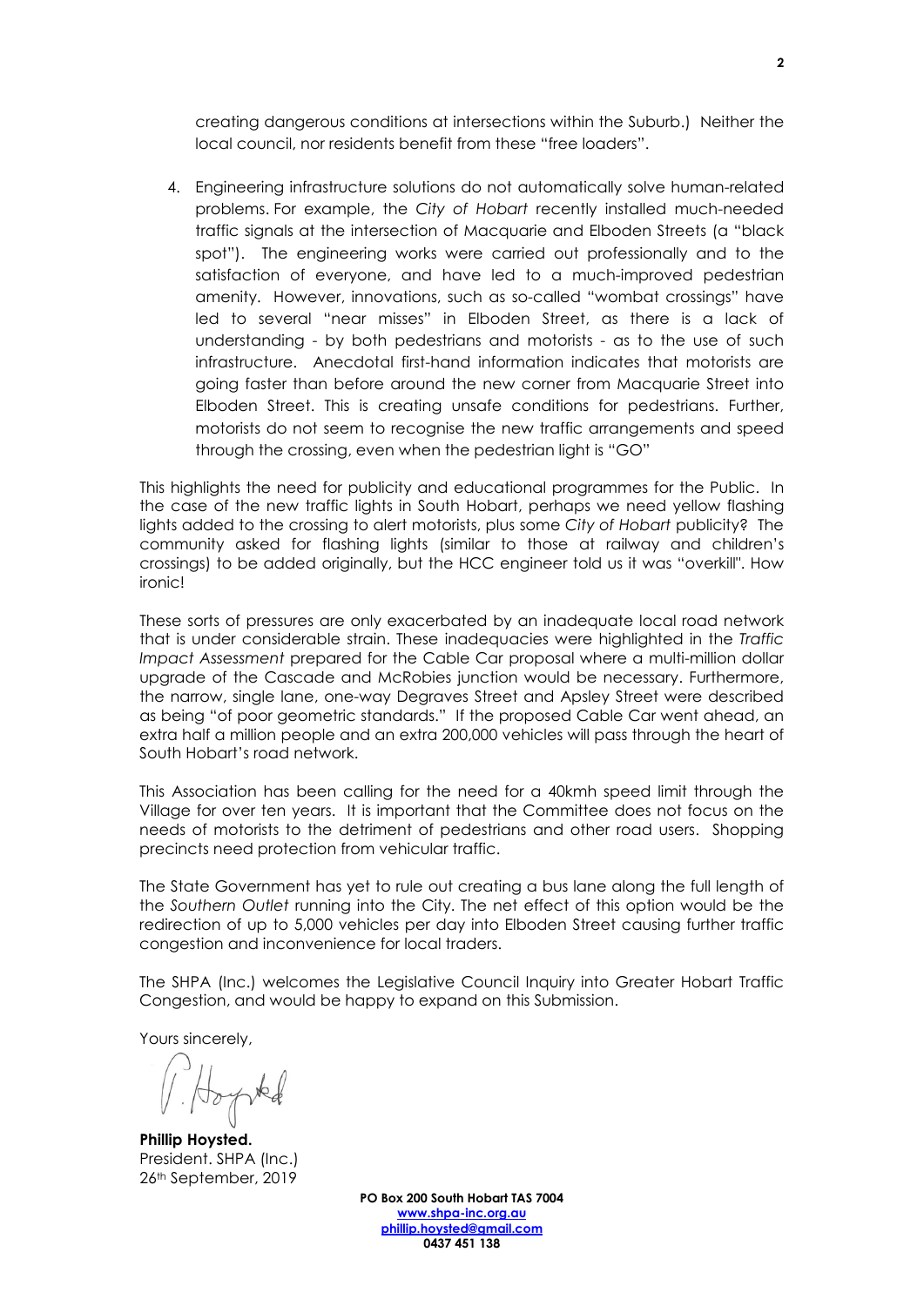creating dangerous conditions at intersections within the Suburb.) Neither the local council, nor residents benefit from these "free loaders".

4. Engineering infrastructure solutions do not automatically solve human-related problems. For example, the *City of Hobart* recently installed much-needed traffic signals at the intersection of Macquarie and Elboden Streets (a "black spot"). The engineering works were carried out professionally and to the satisfaction of everyone, and have led to a much-improved pedestrian amenity. However, innovations, such as so-called "wombat crossings" have led to several "near misses" in Elboden Street, as there is a lack of understanding - by both pedestrians and motorists - as to the use of such infrastructure. Anecdotal first-hand information indicates that motorists are going faster than before around the new corner from Macquarie Street into Elboden Street. This is creating unsafe conditions for pedestrians. Further, motorists do not seem to recognise the new traffic arrangements and speed through the crossing, even when the pedestrian light is "GO"

This highlights the need for publicity and educational programmes for the Public. In the case of the new traffic lights in South Hobart, perhaps we need yellow flashing lights added to the crossing to alert motorists, plus some *City of Hobart* publicity? The community asked for flashing lights (similar to those at railway and children's crossings) to be added originally, but the HCC engineer told us it was "overkill". How ironic!

These sorts of pressures are only exacerbated by an inadequate local road network that is under considerable strain. These inadequacies were highlighted in the *Traffic Impact Assessment* prepared for the Cable Car proposal where a multi-million dollar upgrade of the Cascade and McRobies junction would be necessary. Furthermore, the narrow, single lane, one-way Degraves Street and Apsley Street were described as being "of poor geometric standards." If the proposed Cable Car went ahead, an extra half a million people and an extra 200,000 vehicles will pass through the heart of South Hobart's road network.

This Association has been calling for the need for a 40kmh speed limit through the Village for over ten years. It is important that the Committee does not focus on the needs of motorists to the detriment of pedestrians and other road users. Shopping precincts need protection from vehicular traffic.

The State Government has yet to rule out creating a bus lane along the full length of the *Southern Outlet* running into the City. The net effect of this option would be the redirection of up to 5,000 vehicles per day into Elboden Street causing further traffic congestion and inconvenience for local traders.

The SHPA (Inc.) welcomes the Legislative Council Inquiry into Greater Hobart Traffic Congestion, and would be happy to expand on this Submission.

Yours sincerely,

**Phillip Hoysted.**
President. SHPA (Inc.)
26th September, 2019

**PO Box 200 South Hobart TAS 7004**
**www.shpa-inc.org.au**
**phillip.hoysted@gmail.com**
**0437 451 138**